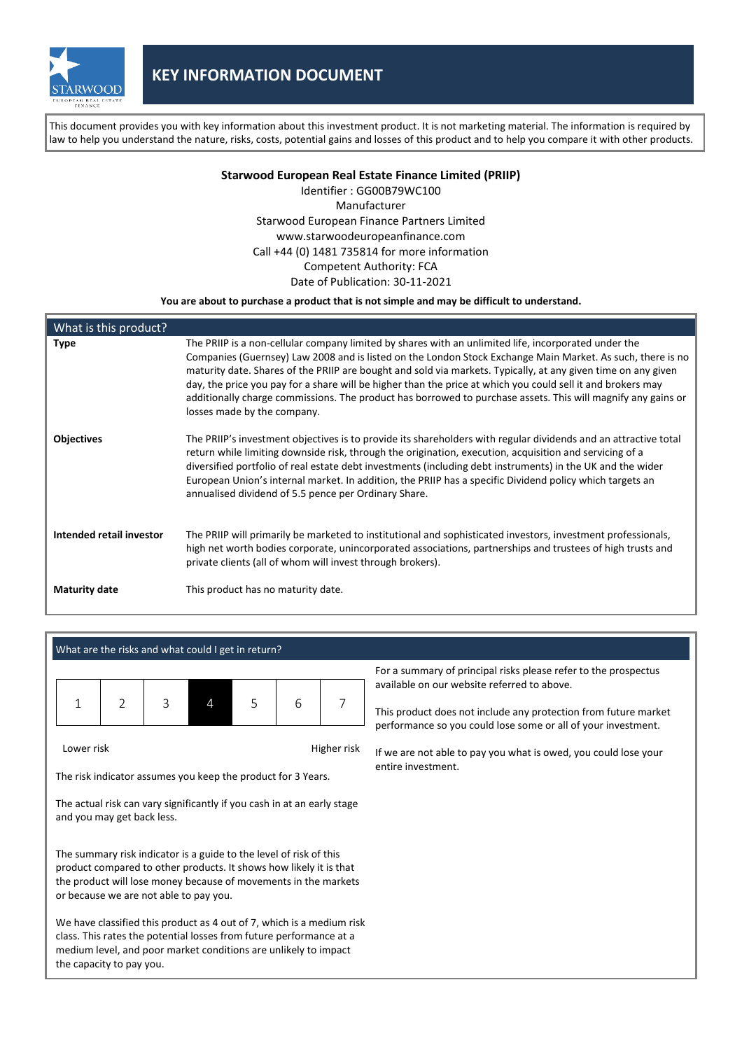# KEY INFORMATION DOCUMENT

This document provides you with key information about this investment product. It is not marketing material. The information is required by law to help you understand the nature, risks, costs, potential gains and losses of this product and to help you compare it with other products.

**Starwood European Real Estate Finance Limited (PRIIP)**

Identifier : GG00B79WC100
Manufacturer
Starwood European Finance Partners Limited
www.starwoodeuropeanfinance.com
Call +44 (0) 1481 735814 for more information
Competent Authority: FCA
Date of Publication: 30-11-2021

**You are about to purchase a product that is not simple and may be difficult to understand.**

## What is this product?

| | |
|---|---|
| **Type** | The PRIIP is a non-cellular company limited by shares with an unlimited life, incorporated under the Companies (Guernsey) Law 2008 and is listed on the London Stock Exchange Main Market. As such, there is no maturity date. Shares of the PRIIP are bought and sold via markets. Typically, at any given time on any given day, the price you pay for a share will be higher than the price at which you could sell it and brokers may additionally charge commissions. The product has borrowed to purchase assets. This will magnify any gains or losses made by the company. |
| **Objectives** | The PRIIP's investment objectives is to provide its shareholders with regular dividends and an attractive total return while limiting downside risk, through the origination, execution, acquisition and servicing of a diversified portfolio of real estate debt investments (including debt instruments) in the UK and the wider European Union's internal market. In addition, the PRIIP has a specific Dividend policy which targets an annualised dividend of 5.5 pence per Ordinary Share. |
| **Intended retail investor** | The PRIIP will primarily be marketed to institutional and sophisticated investors, investment professionals, high net worth bodies corporate, unincorporated associations, partnerships and trustees of high trusts and private clients (all of whom will invest through brokers). |
| **Maturity date** | This product has no maturity date. |

## What are the risks and what could I get in return?

| 1 | 2 | 3 | **4** | 5 | 6 | 7 |
|---|---|---|---|---|---|---|

Lower risk — Higher risk

The risk indicator assumes you keep the product for 3 Years.

The actual risk can vary significantly if you cash in at an early stage and you may get back less.

The summary risk indicator is a guide to the level of risk of this product compared to other products. It shows how likely it is that the product will lose money because of movements in the markets or because we are not able to pay you.

We have classified this product as 4 out of 7, which is a medium risk class. This rates the potential losses from future performance at a medium level, and poor market conditions are unlikely to impact the capacity to pay you.

For a summary of principal risks please refer to the prospectus available on our website referred to above.

This product does not include any protection from future market performance so you could lose some or all of your investment.

If we are not able to pay you what is owed, you could lose your entire investment.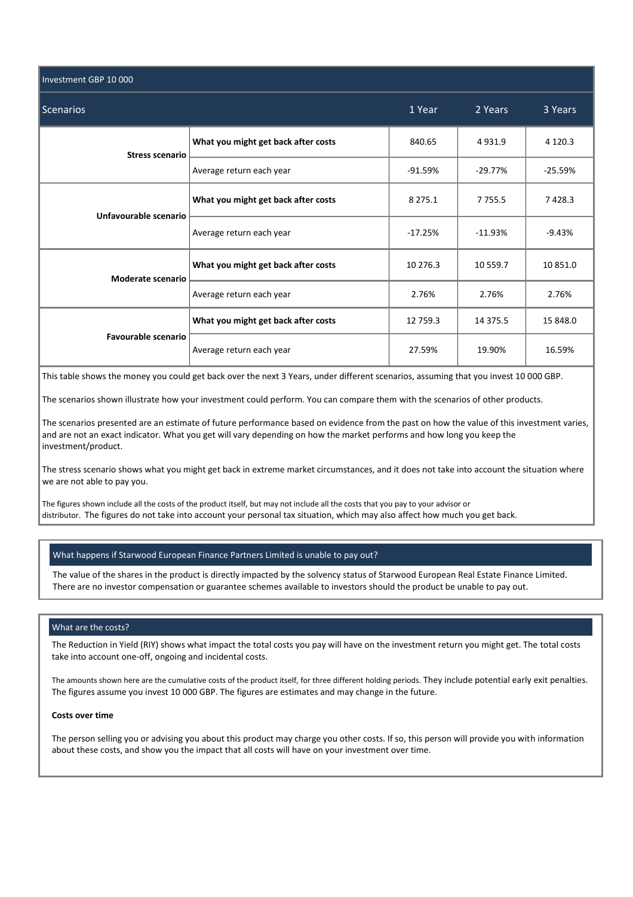| Investment GBP 10 000 | | | | |
|---|---|---|---|---|
| **Scenarios** | | **1 Year** | **2 Years** | **3 Years** |
| **Stress scenario** | **What you might get back after costs** | 840.65 | 4 931.9 | 4 120.3 |
| | Average return each year | -91.59% | -29.77% | -25.59% |
| **Unfavourable scenario** | **What you might get back after costs** | 8 275.1 | 7 755.5 | 7 428.3 |
| | Average return each year | -17.25% | -11.93% | -9.43% |
| **Moderate scenario** | **What you might get back after costs** | 10 276.3 | 10 559.7 | 10 851.0 |
| | Average return each year | 2.76% | 2.76% | 2.76% |
| **Favourable scenario** | **What you might get back after costs** | 12 759.3 | 14 375.5 | 15 848.0 |
| | Average return each year | 27.59% | 19.90% | 16.59% |

This table shows the money you could get back over the next 3 Years, under different scenarios, assuming that you invest 10 000 GBP.

The scenarios shown illustrate how your investment could perform. You can compare them with the scenarios of other products.

The scenarios presented are an estimate of future performance based on evidence from the past on how the value of this investment varies, and are not an exact indicator. What you get will vary depending on how the market performs and how long you keep the investment/product.

The stress scenario shows what you might get back in extreme market circumstances, and it does not take into account the situation where we are not able to pay you.

The figures shown include all the costs of the product itself, but may not include all the costs that you pay to your advisor or distributor. The figures do not take into account your personal tax situation, which may also affect how much you get back.

## What happens if Starwood European Finance Partners Limited is unable to pay out?

The value of the shares in the product is directly impacted by the solvency status of Starwood European Real Estate Finance Limited. There are no investor compensation or guarantee schemes available to investors should the product be unable to pay out.

## What are the costs?

The Reduction in Yield (RIY) shows what impact the total costs you pay will have on the investment return you might get. The total costs take into account one-off, ongoing and incidental costs.

The amounts shown here are the cumulative costs of the product itself, for three different holding periods. They include potential early exit penalties. The figures assume you invest 10 000 GBP. The figures are estimates and may change in the future.

**Costs over time**

The person selling you or advising you about this product may charge you other costs. If so, this person will provide you with information about these costs, and show you the impact that all costs will have on your investment over time.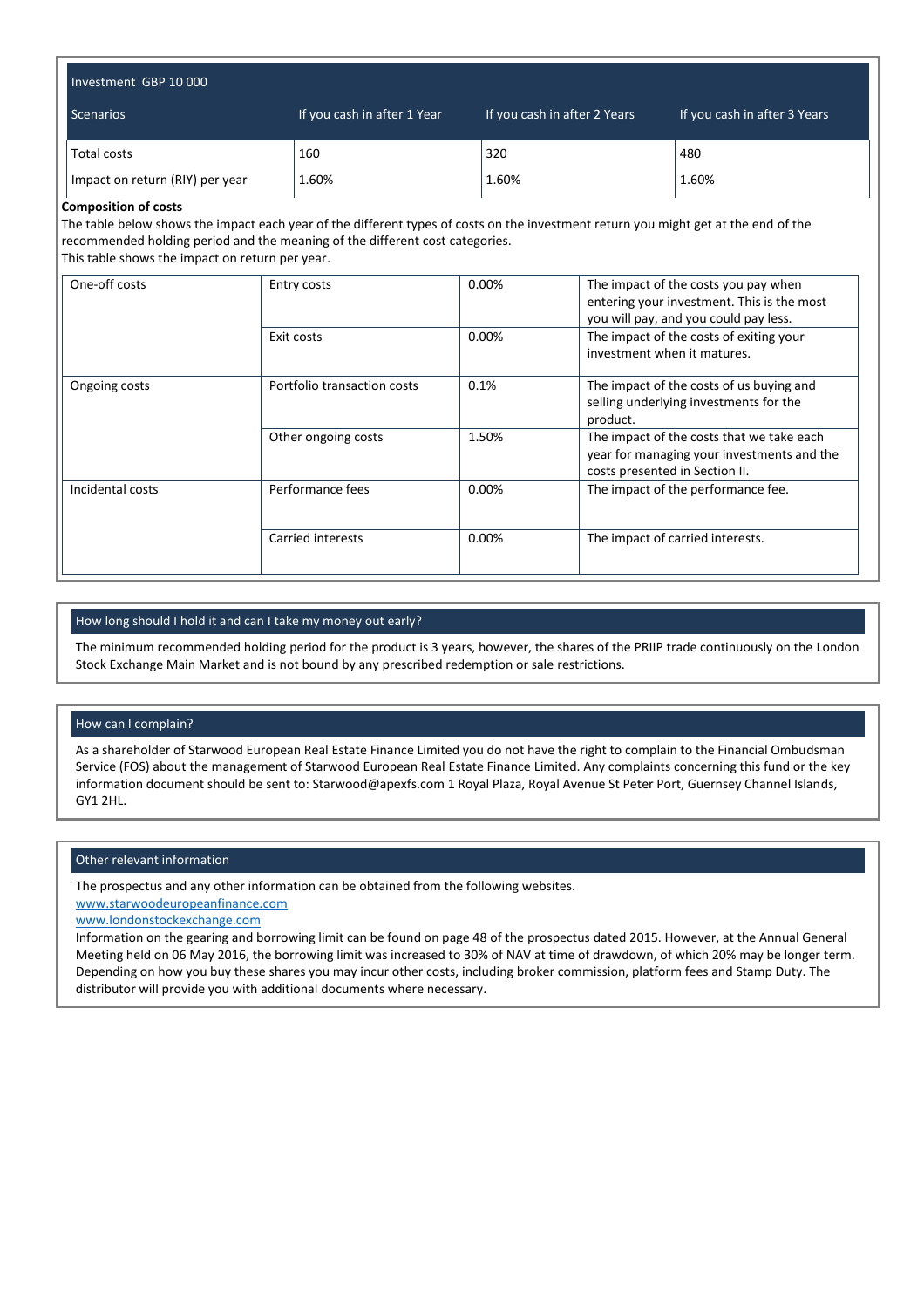| Investment GBP 10 000 | | | |
|---|---|---|---|
| Scenarios | If you cash in after 1 Year | If you cash in after 2 Years | If you cash in after 3 Years |
| Total costs | 160 | 320 | 480 |
| Impact on return (RIY) per year | 1.60% | 1.60% | 1.60% |

**Composition of costs**

The table below shows the impact each year of the different types of costs on the investment return you might get at the end of the recommended holding period and the meaning of the different cost categories.
This table shows the impact on return per year.

| | | | |
|---|---|---|---|
| One-off costs | Entry costs | 0.00% | The impact of the costs you pay when entering your investment. This is the most you will pay, and you could pay less. |
| | Exit costs | 0.00% | The impact of the costs of exiting your investment when it matures. |
| Ongoing costs | Portfolio transaction costs | 0.1% | The impact of the costs of us buying and selling underlying investments for the product. |
| | Other ongoing costs | 1.50% | The impact of the costs that we take each year for managing your investments and the costs presented in Section II. |
| Incidental costs | Performance fees | 0.00% | The impact of the performance fee. |
| | Carried interests | 0.00% | The impact of carried interests. |

## How long should I hold it and can I take my money out early?

The minimum recommended holding period for the product is 3 years, however, the shares of the PRIIP trade continuously on the London Stock Exchange Main Market and is not bound by any prescribed redemption or sale restrictions.

## How can I complain?

As a shareholder of Starwood European Real Estate Finance Limited you do not have the right to complain to the Financial Ombudsman Service (FOS) about the management of Starwood European Real Estate Finance Limited. Any complaints concerning this fund or the key information document should be sent to: Starwood@apexfs.com 1 Royal Plaza, Royal Avenue St Peter Port, Guernsey Channel Islands, GY1 2HL.

## Other relevant information

The prospectus and any other information can be obtained from the following websites.
www.starwoodeuropeanfinance.com
www.londonstockexchange.com
Information on the gearing and borrowing limit can be found on page 48 of the prospectus dated 2015. However, at the Annual General Meeting held on 06 May 2016, the borrowing limit was increased to 30% of NAV at time of drawdown, of which 20% may be longer term. Depending on how you buy these shares you may incur other costs, including broker commission, platform fees and Stamp Duty. The distributor will provide you with additional documents where necessary.